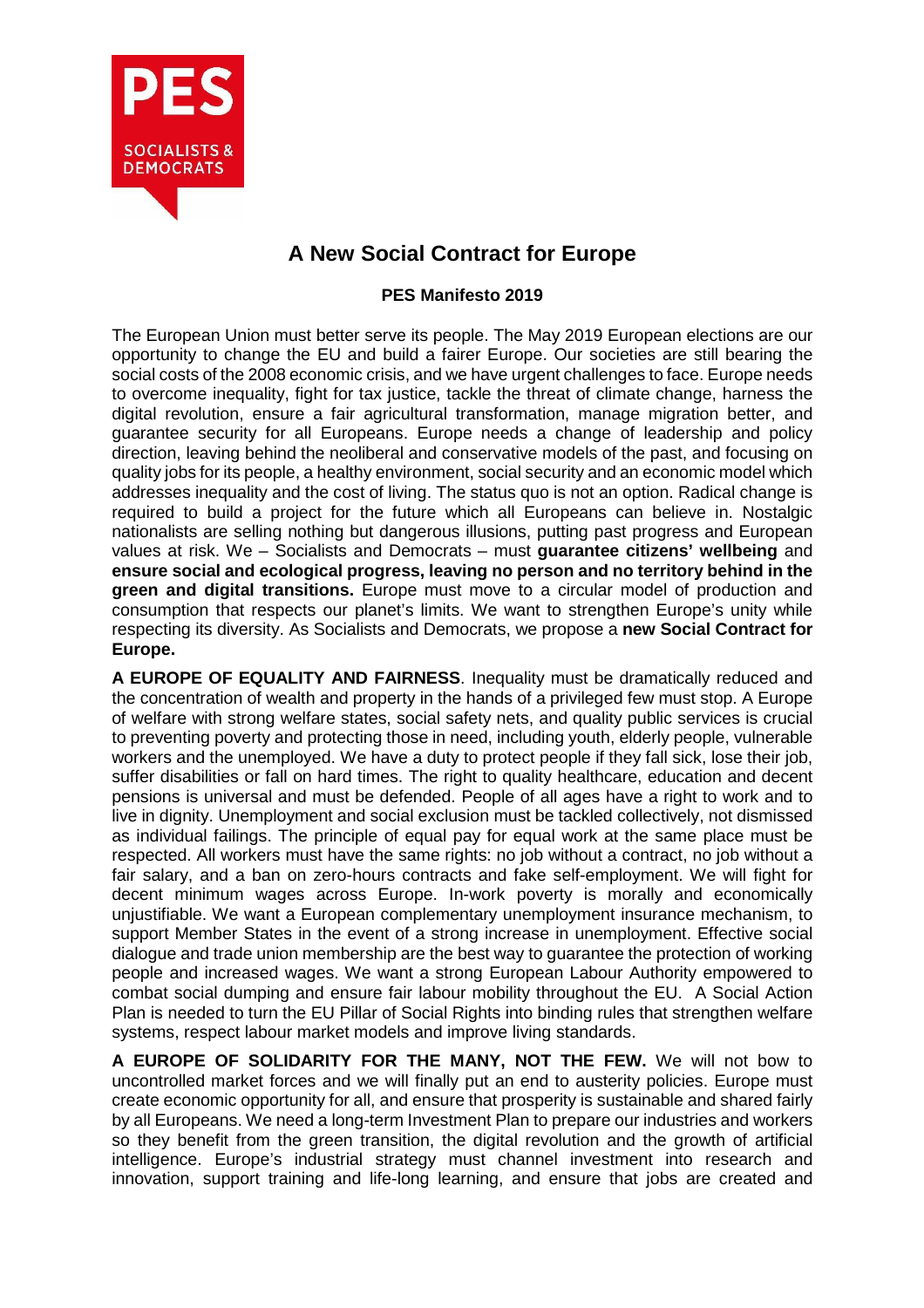# A New Social Contract for Europe

## PES Manifesto 2019

The European Union must better serve its people. The May 2019 European elections are our opportunity to change the EU and build a fairer Europe. Our societies are still bearing the social costs of the 2008 economic crisis, and we have urgent challenges to face. Europe needs to overcome inequality, fight for tax justice, tackle the threat of climate change, harness the digital revolution, ensure a fair agricultural transformation, manage migration better, and guarantee security for all Europeans. Europe needs a change of leadership and policy direction, leaving behind the neoliberal and conservative models of the past, and focusing on quality jobs for its people, a healthy environment, social security and an economic model which addresses inequality and the cost of living. The status quo is not an option. Radical change is required to build a project for the future which all Europeans can believe in. Nostalgic nationalists are selling nothing but dangerous illusions, putting past progress and European values at risk. We – Socialists and Democrats – must **guarantee citizens' wellbeing** and **ensure social and ecological progress, leaving no person and no territory behind in the green and digital transitions.** Europe must move to a circular model of production and consumption that respects our planet's limits. We want to strengthen Europe's unity while respecting its diversity. As Socialists and Democrats, we propose a **new Social Contract for Europe.**

**A EUROPE OF EQUALITY AND FAIRNESS**. Inequality must be dramatically reduced and the concentration of wealth and property in the hands of a privileged few must stop. A Europe of welfare with strong welfare states, social safety nets, and quality public services is crucial to preventing poverty and protecting those in need, including youth, elderly people, vulnerable workers and the unemployed. We have a duty to protect people if they fall sick, lose their job, suffer disabilities or fall on hard times. The right to quality healthcare, education and decent pensions is universal and must be defended. People of all ages have a right to work and to live in dignity. Unemployment and social exclusion must be tackled collectively, not dismissed as individual failings. The principle of equal pay for equal work at the same place must be respected. All workers must have the same rights: no job without a contract, no job without a fair salary, and a ban on zero-hours contracts and fake self-employment. We will fight for decent minimum wages across Europe. In-work poverty is morally and economically unjustifiable. We want a European complementary unemployment insurance mechanism, to support Member States in the event of a strong increase in unemployment. Effective social dialogue and trade union membership are the best way to guarantee the protection of working people and increased wages. We want a strong European Labour Authority empowered to combat social dumping and ensure fair labour mobility throughout the EU. A Social Action Plan is needed to turn the EU Pillar of Social Rights into binding rules that strengthen welfare systems, respect labour market models and improve living standards.

**A EUROPE OF SOLIDARITY FOR THE MANY, NOT THE FEW.** We will not bow to uncontrolled market forces and we will finally put an end to austerity policies. Europe must create economic opportunity for all, and ensure that prosperity is sustainable and shared fairly by all Europeans. We need a long-term Investment Plan to prepare our industries and workers so they benefit from the green transition, the digital revolution and the growth of artificial intelligence. Europe's industrial strategy must channel investment into research and innovation, support training and life-long learning, and ensure that jobs are created and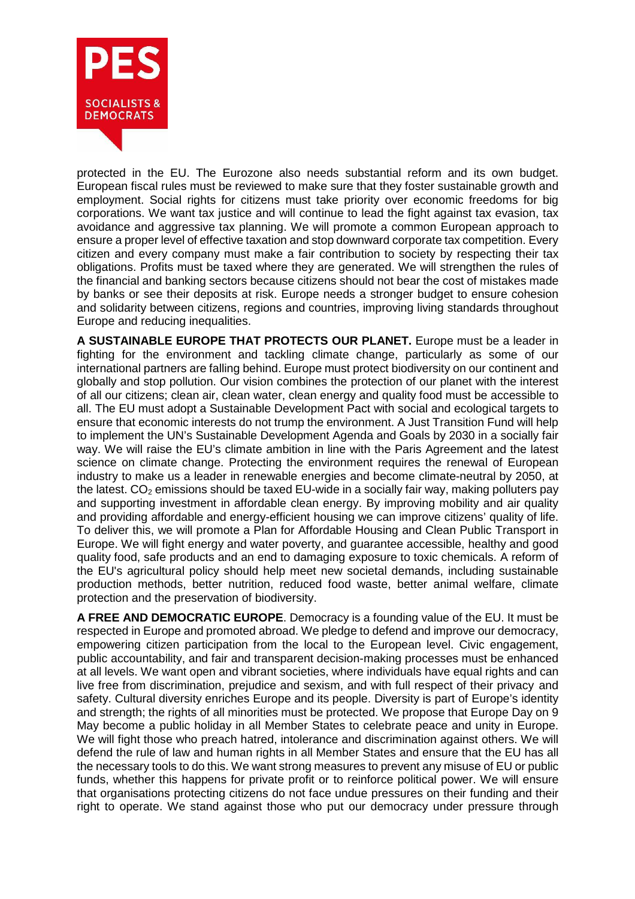protected in the EU. The Eurozone also needs substantial reform and its own budget. European fiscal rules must be reviewed to make sure that they foster sustainable growth and employment. Social rights for citizens must take priority over economic freedoms for big corporations. We want tax justice and will continue to lead the fight against tax evasion, tax avoidance and aggressive tax planning. We will promote a common European approach to ensure a proper level of effective taxation and stop downward corporate tax competition. Every citizen and every company must make a fair contribution to society by respecting their tax obligations. Profits must be taxed where they are generated. We will strengthen the rules of the financial and banking sectors because citizens should not bear the cost of mistakes made by banks or see their deposits at risk. Europe needs a stronger budget to ensure cohesion and solidarity between citizens, regions and countries, improving living standards throughout Europe and reducing inequalities.

**A SUSTAINABLE EUROPE THAT PROTECTS OUR PLANET.** Europe must be a leader in fighting for the environment and tackling climate change, particularly as some of our international partners are falling behind. Europe must protect biodiversity on our continent and globally and stop pollution. Our vision combines the protection of our planet with the interest of all our citizens; clean air, clean water, clean energy and quality food must be accessible to all. The EU must adopt a Sustainable Development Pact with social and ecological targets to ensure that economic interests do not trump the environment. A Just Transition Fund will help to implement the UN's Sustainable Development Agenda and Goals by 2030 in a socially fair way. We will raise the EU's climate ambition in line with the Paris Agreement and the latest science on climate change. Protecting the environment requires the renewal of European industry to make us a leader in renewable energies and become climate-neutral by 2050, at the latest. $CO_2$ emissions should be taxed EU-wide in a socially fair way, making polluters pay and supporting investment in affordable clean energy. By improving mobility and air quality and providing affordable and energy-efficient housing we can improve citizens' quality of life. To deliver this, we will promote a Plan for Affordable Housing and Clean Public Transport in Europe. We will fight energy and water poverty, and guarantee accessible, healthy and good quality food, safe products and an end to damaging exposure to toxic chemicals. A reform of the EU's agricultural policy should help meet new societal demands, including sustainable production methods, better nutrition, reduced food waste, better animal welfare, climate protection and the preservation of biodiversity.

**A FREE AND DEMOCRATIC EUROPE**. Democracy is a founding value of the EU. It must be respected in Europe and promoted abroad. We pledge to defend and improve our democracy, empowering citizen participation from the local to the European level. Civic engagement, public accountability, and fair and transparent decision-making processes must be enhanced at all levels. We want open and vibrant societies, where individuals have equal rights and can live free from discrimination, prejudice and sexism, and with full respect of their privacy and safety. Cultural diversity enriches Europe and its people. Diversity is part of Europe's identity and strength; the rights of all minorities must be protected. We propose that Europe Day on 9 May become a public holiday in all Member States to celebrate peace and unity in Europe. We will fight those who preach hatred, intolerance and discrimination against others. We will defend the rule of law and human rights in all Member States and ensure that the EU has all the necessary tools to do this. We want strong measures to prevent any misuse of EU or public funds, whether this happens for private profit or to reinforce political power. We will ensure that organisations protecting citizens do not face undue pressures on their funding and their right to operate. We stand against those who put our democracy under pressure through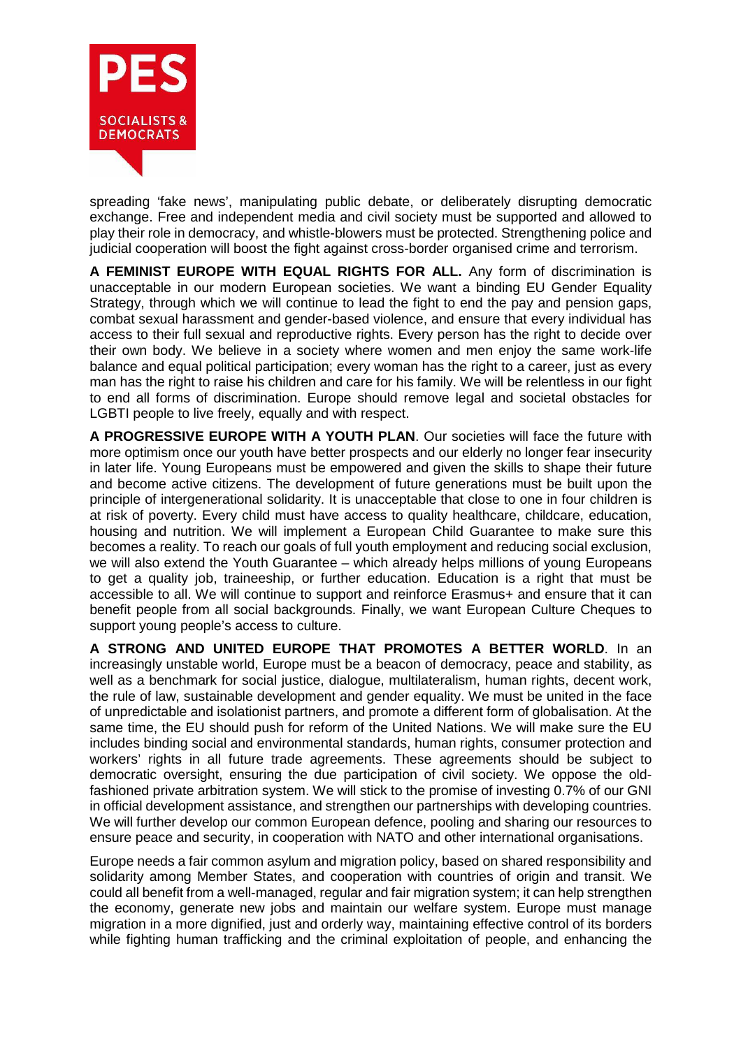spreading 'fake news', manipulating public debate, or deliberately disrupting democratic exchange. Free and independent media and civil society must be supported and allowed to play their role in democracy, and whistle-blowers must be protected. Strengthening police and judicial cooperation will boost the fight against cross-border organised crime and terrorism.

**A FEMINIST EUROPE WITH EQUAL RIGHTS FOR ALL.** Any form of discrimination is unacceptable in our modern European societies. We want a binding EU Gender Equality Strategy, through which we will continue to lead the fight to end the pay and pension gaps, combat sexual harassment and gender-based violence, and ensure that every individual has access to their full sexual and reproductive rights. Every person has the right to decide over their own body. We believe in a society where women and men enjoy the same work-life balance and equal political participation; every woman has the right to a career, just as every man has the right to raise his children and care for his family. We will be relentless in our fight to end all forms of discrimination. Europe should remove legal and societal obstacles for LGBTI people to live freely, equally and with respect.

**A PROGRESSIVE EUROPE WITH A YOUTH PLAN**. Our societies will face the future with more optimism once our youth have better prospects and our elderly no longer fear insecurity in later life. Young Europeans must be empowered and given the skills to shape their future and become active citizens. The development of future generations must be built upon the principle of intergenerational solidarity. It is unacceptable that close to one in four children is at risk of poverty. Every child must have access to quality healthcare, childcare, education, housing and nutrition. We will implement a European Child Guarantee to make sure this becomes a reality. To reach our goals of full youth employment and reducing social exclusion, we will also extend the Youth Guarantee – which already helps millions of young Europeans to get a quality job, traineeship, or further education. Education is a right that must be accessible to all. We will continue to support and reinforce Erasmus+ and ensure that it can benefit people from all social backgrounds. Finally, we want European Culture Cheques to support young people's access to culture.

**A STRONG AND UNITED EUROPE THAT PROMOTES A BETTER WORLD**. In an increasingly unstable world, Europe must be a beacon of democracy, peace and stability, as well as a benchmark for social justice, dialogue, multilateralism, human rights, decent work, the rule of law, sustainable development and gender equality. We must be united in the face of unpredictable and isolationist partners, and promote a different form of globalisation. At the same time, the EU should push for reform of the United Nations. We will make sure the EU includes binding social and environmental standards, human rights, consumer protection and workers' rights in all future trade agreements. These agreements should be subject to democratic oversight, ensuring the due participation of civil society. We oppose the old-fashioned private arbitration system. We will stick to the promise of investing 0.7% of our GNI in official development assistance, and strengthen our partnerships with developing countries. We will further develop our common European defence, pooling and sharing our resources to ensure peace and security, in cooperation with NATO and other international organisations.

Europe needs a fair common asylum and migration policy, based on shared responsibility and solidarity among Member States, and cooperation with countries of origin and transit. We could all benefit from a well-managed, regular and fair migration system; it can help strengthen the economy, generate new jobs and maintain our welfare system. Europe must manage migration in a more dignified, just and orderly way, maintaining effective control of its borders while fighting human trafficking and the criminal exploitation of people, and enhancing the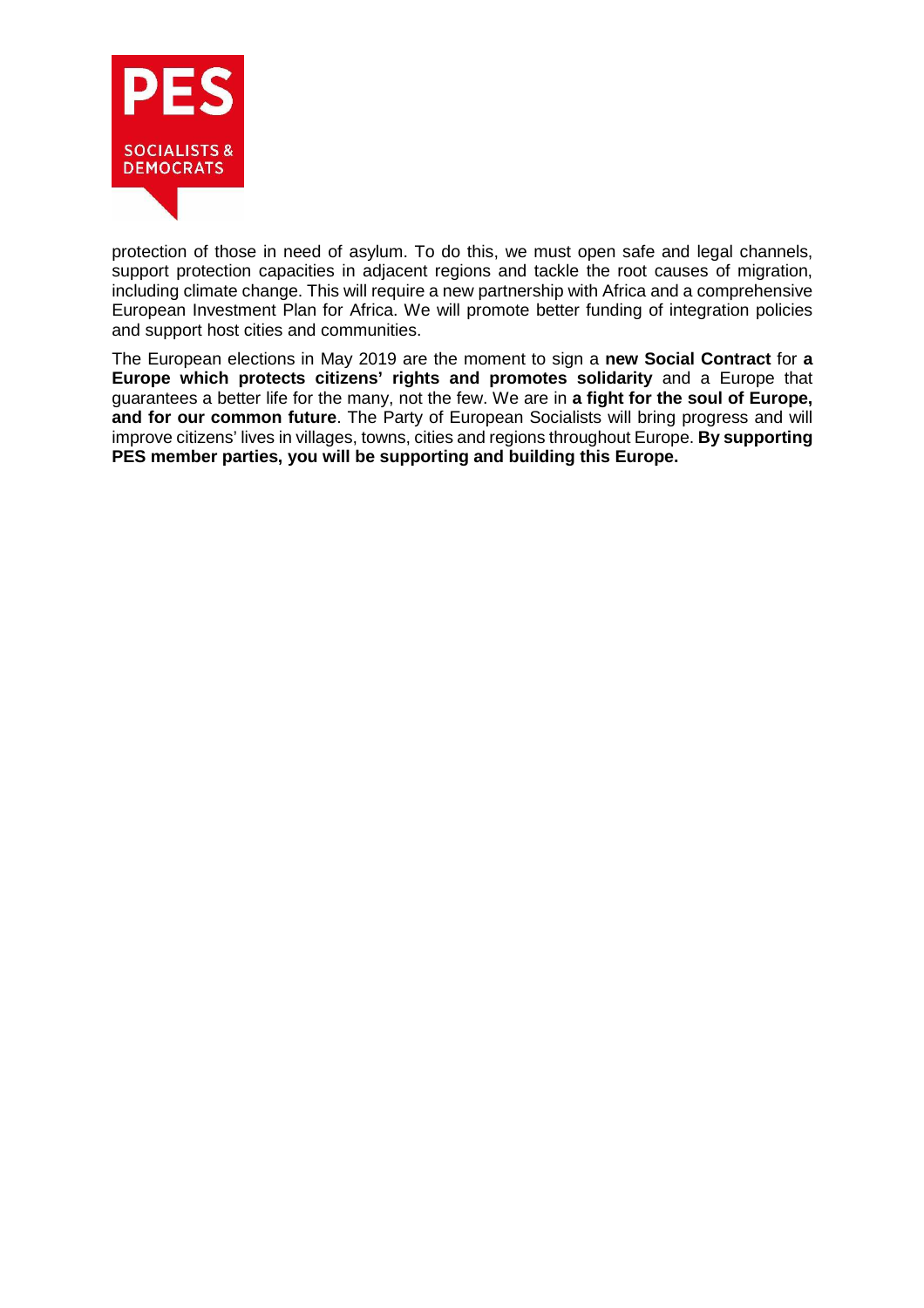protection of those in need of asylum. To do this, we must open safe and legal channels, support protection capacities in adjacent regions and tackle the root causes of migration, including climate change. This will require a new partnership with Africa and a comprehensive European Investment Plan for Africa. We will promote better funding of integration policies and support host cities and communities.

The European elections in May 2019 are the moment to sign a **new Social Contract** for **a Europe which protects citizens' rights and promotes solidarity** and a Europe that guarantees a better life for the many, not the few. We are in **a fight for the soul of Europe, and for our common future**. The Party of European Socialists will bring progress and will improve citizens' lives in villages, towns, cities and regions throughout Europe. **By supporting PES member parties, you will be supporting and building this Europe.**